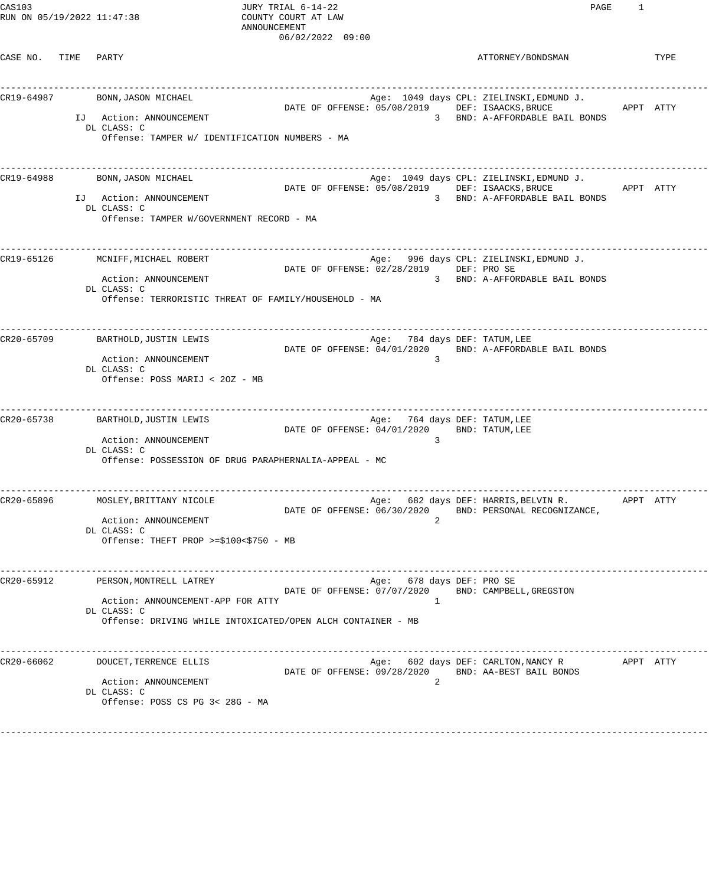CAS103
RUN ON 05/19/2022 11:47:38

JURY TRIAL 6-14-22
COUNTY COURT AT LAW
ANNOUNCEMENT
06/02/2022 09:00

| CASE NO. | TIME | PARTY | ATTORNEY/BONDSMAN | TYPE |
|---|---|---|---|---|
| CR19-64987 | | BONN, JASON MICHAEL<br>IJ Action: ANNOUNCEMENT<br>DL CLASS: C<br>Offense: TAMPER W/ IDENTIFICATION NUMBERS - MA<br>Age: 1049 days<br>DATE OF OFFENSE: 05/08/2019<br>3 | CPL: ZIELINSKI, EDMUND J.<br>DEF: ISAACKS, BRUCE<br>BND: A-AFFORDABLE BAIL BONDS | APPT ATTY |
| CR19-64988 | | BONN, JASON MICHAEL<br>IJ Action: ANNOUNCEMENT<br>DL CLASS: C<br>Offense: TAMPER W/GOVERNMENT RECORD - MA<br>Age: 1049 days<br>DATE OF OFFENSE: 05/08/2019<br>3 | CPL: ZIELINSKI, EDMUND J.<br>DEF: ISAACKS, BRUCE<br>BND: A-AFFORDABLE BAIL BONDS | APPT ATTY |
| CR19-65126 | | MCNIFF, MICHAEL ROBERT<br>Action: ANNOUNCEMENT<br>DL CLASS: C<br>Offense: TERRORISTIC THREAT OF FAMILY/HOUSEHOLD - MA<br>Age: 996 days<br>DATE OF OFFENSE: 02/28/2019<br>3 | CPL: ZIELINSKI, EDMUND J.<br>DEF: PRO SE<br>BND: A-AFFORDABLE BAIL BONDS | |
| CR20-65709 | | BARTHOLD, JUSTIN LEWIS<br>Action: ANNOUNCEMENT<br>DL CLASS: C<br>Offense: POSS MARIJ < 2OZ - MB<br>Age: 784 days<br>DATE OF OFFENSE: 04/01/2020<br>3 | DEF: TATUM, LEE<br>BND: A-AFFORDABLE BAIL BONDS | |
| CR20-65738 | | BARTHOLD, JUSTIN LEWIS<br>Action: ANNOUNCEMENT<br>DL CLASS: C<br>Offense: POSSESSION OF DRUG PARAPHERNALIA-APPEAL - MC<br>Age: 764 days<br>DATE OF OFFENSE: 04/01/2020<br>3 | DEF: TATUM, LEE<br>BND: TATUM, LEE | |
| CR20-65896 | | MOSLEY, BRITTANY NICOLE<br>Action: ANNOUNCEMENT<br>DL CLASS: C<br>Offense: THEFT PROP >=$100<$750 - MB<br>Age: 682 days<br>DATE OF OFFENSE: 06/30/2020<br>2 | DEF: HARRIS, BELVIN R.<br>BND: PERSONAL RECOGNIZANCE, | APPT ATTY |
| CR20-65912 | | PERSON, MONTRELL LATREY<br>Action: ANNOUNCEMENT-APP FOR ATTY<br>DL CLASS: C<br>Offense: DRIVING WHILE INTOXICATED/OPEN ALCH CONTAINER - MB<br>Age: 678 days<br>DATE OF OFFENSE: 07/07/2020<br>1 | DEF: PRO SE<br>BND: CAMPBELL, GREGSTON | |
| CR20-66062 | | DOUCET, TERRENCE ELLIS<br>Action: ANNOUNCEMENT<br>DL CLASS: C<br>Offense: POSS CS PG 3< 28G - MA<br>Age: 602 days<br>DATE OF OFFENSE: 09/28/2020<br>2 | DEF: CARLTON, NANCY R<br>BND: AA-BEST BAIL BONDS | APPT ATTY |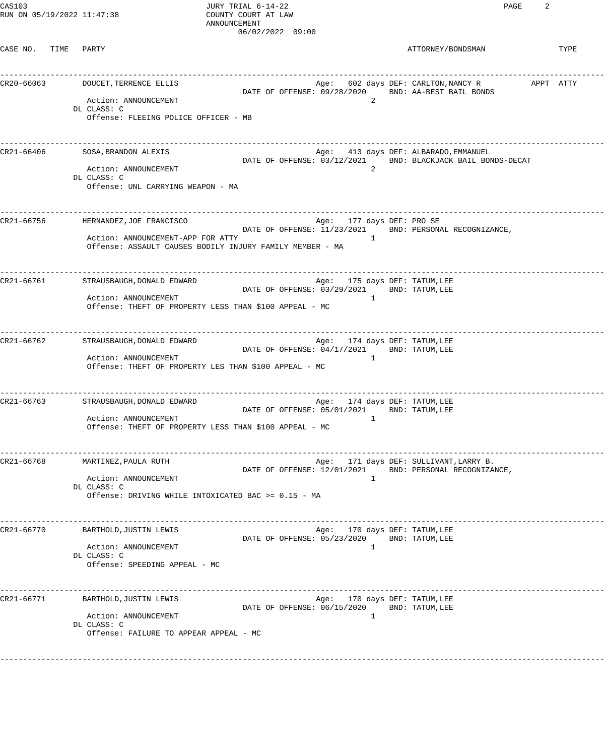CAS103 JURY TRIAL 6-14-22
RUN ON 05/19/2022 11:47:38 COUNTY COURT AT LAW
ANNOUNCEMENT
06/02/2022 09:00

| CASE NO. | TIME | PARTY | | ATTORNEY/BONDSMAN | TYPE |
|---|---|---|---|---|---|
| CR20-66063 | | DOUCET, TERRENCE ELLIS<br>Action: ANNOUNCEMENT<br>DL CLASS: C<br>Offense: FLEEING POLICE OFFICER - MB | Age: 602 days<br>DATE OF OFFENSE: 09/28/2020<br>2 | DEF: CARLTON, NANCY R<br>BND: AA-BEST BAIL BONDS | APPT ATTY |
| CR21-66406 | | SOSA, BRANDON ALEXIS<br>Action: ANNOUNCEMENT<br>DL CLASS: C<br>Offense: UNL CARRYING WEAPON - MA | Age: 413 days<br>DATE OF OFFENSE: 03/12/2021<br>2 | DEF: ALBARADO, EMMANUEL<br>BND: BLACKJACK BAIL BONDS-DECAT | |
| CR21-66756 | | HERNANDEZ, JOE FRANCISCO<br>Action: ANNOUNCEMENT-APP FOR ATTY<br>Offense: ASSAULT CAUSES BODILY INJURY FAMILY MEMBER - MA | Age: 177 days<br>DATE OF OFFENSE: 11/23/2021<br>1 | DEF: PRO SE<br>BND: PERSONAL RECOGNIZANCE, | |
| CR21-66761 | | STRAUSBAUGH, DONALD EDWARD<br>Action: ANNOUNCEMENT<br>Offense: THEFT OF PROPERTY LESS THAN $100 APPEAL - MC | Age: 175 days<br>DATE OF OFFENSE: 03/29/2021<br>1 | DEF: TATUM, LEE<br>BND: TATUM, LEE | |
| CR21-66762 | | STRAUSBAUGH, DONALD EDWARD<br>Action: ANNOUNCEMENT<br>Offense: THEFT OF PROPERTY LES THAN $100 APPEAL - MC | Age: 174 days<br>DATE OF OFFENSE: 04/17/2021<br>1 | DEF: TATUM, LEE<br>BND: TATUM, LEE | |
| CR21-66763 | | STRAUSBAUGH, DONALD EDWARD<br>Action: ANNOUNCEMENT<br>Offense: THEFT OF PROPERTY LESS THAN $100 APPEAL - MC | Age: 174 days<br>DATE OF OFFENSE: 05/01/2021<br>1 | DEF: TATUM, LEE<br>BND: TATUM, LEE | |
| CR21-66768 | | MARTINEZ, PAULA RUTH<br>Action: ANNOUNCEMENT<br>DL CLASS: C<br>Offense: DRIVING WHILE INTOXICATED BAC >= 0.15 - MA | Age: 171 days<br>DATE OF OFFENSE: 12/01/2021<br>1 | DEF: SULLIVANT, LARRY B.<br>BND: PERSONAL RECOGNIZANCE, | |
| CR21-66770 | | BARTHOLD, JUSTIN LEWIS<br>Action: ANNOUNCEMENT<br>DL CLASS: C<br>Offense: SPEEDING APPEAL - MC | Age: 170 days<br>DATE OF OFFENSE: 05/23/2020<br>1 | DEF: TATUM, LEE<br>BND: TATUM, LEE | |
| CR21-66771 | | BARTHOLD, JUSTIN LEWIS<br>Action: ANNOUNCEMENT<br>DL CLASS: C<br>Offense: FAILURE TO APPEAR APPEAL - MC | Age: 170 days<br>DATE OF OFFENSE: 06/15/2020<br>1 | DEF: TATUM, LEE<br>BND: TATUM, LEE | |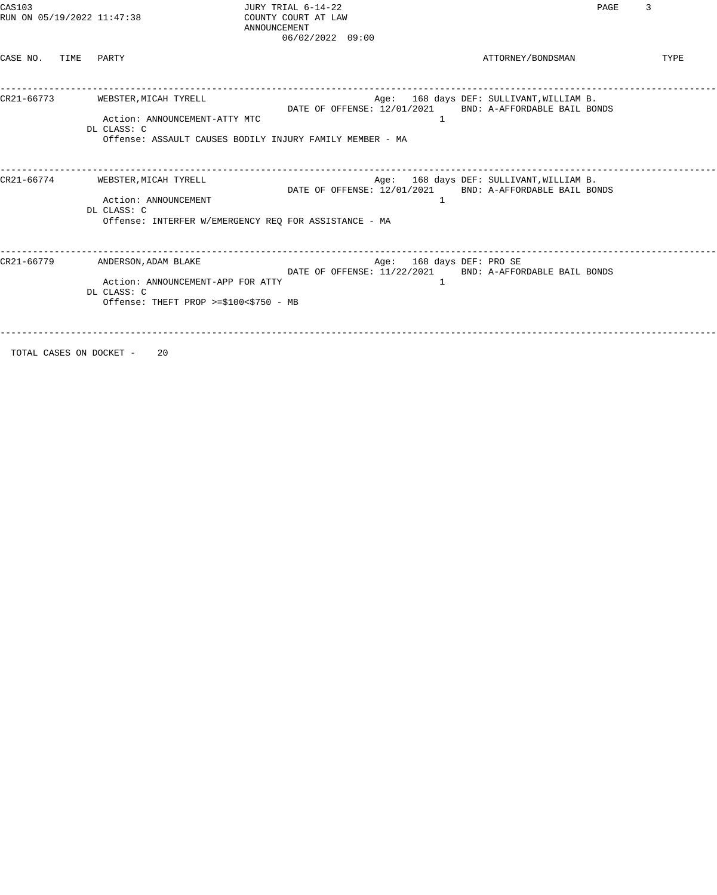CAS103
RUN ON 05/19/2022 11:47:38

JURY TRIAL 6-14-22
COUNTY COURT AT LAW
ANNOUNCEMENT
06/02/2022 09:00

| CASE NO. | TIME | PARTY | ATTORNEY/BONDSMAN | TYPE |
| --- | --- | --- | --- | --- |
| CR21-66773 | | WEBSTER,MICAH TYRELL<br>Age: 168 days<br>DATE OF OFFENSE: 12/01/2021<br>Action: ANNOUNCEMENT-ATTY MTC 1<br>DL CLASS: C<br>Offense: ASSAULT CAUSES BODILY INJURY FAMILY MEMBER - MA | DEF: SULLIVANT,WILLIAM B.<br>BND: A-AFFORDABLE BAIL BONDS | |
| CR21-66774 | | WEBSTER,MICAH TYRELL<br>Age: 168 days<br>DATE OF OFFENSE: 12/01/2021<br>Action: ANNOUNCEMENT 1<br>DL CLASS: C<br>Offense: INTERFER W/EMERGENCY REQ FOR ASSISTANCE - MA | DEF: SULLIVANT,WILLIAM B.<br>BND: A-AFFORDABLE BAIL BONDS | |
| CR21-66779 | | ANDERSON,ADAM BLAKE<br>Age: 168 days<br>DATE OF OFFENSE: 11/22/2021<br>Action: ANNOUNCEMENT-APP FOR ATTY 1<br>DL CLASS: C<br>Offense: THEFT PROP >=$100<$750 - MB | DEF: PRO SE<br>BND: A-AFFORDABLE BAIL BONDS | |

TOTAL CASES ON DOCKET - 20